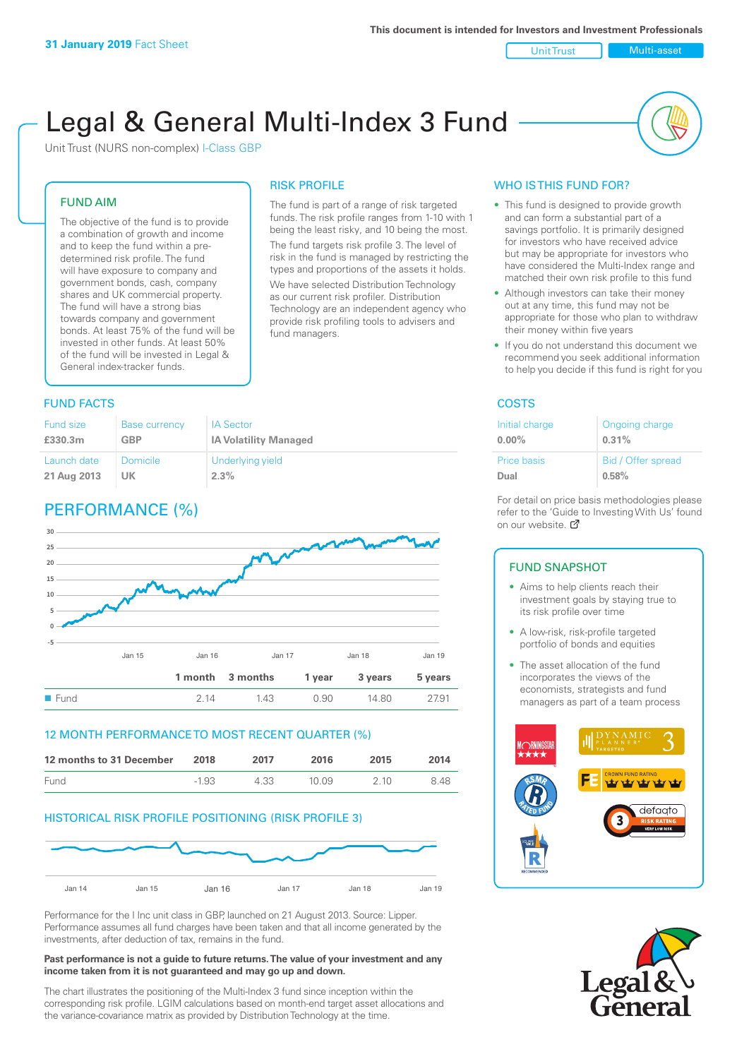**31 January 2019** Fact Sheet

This document is intended for Investors and Investment Professionals

Unit Trust | Multi-asset

# Legal & General Multi-Index 3 Fund

Unit Trust (NURS non-complex) I-Class GBP

## FUND AIM

The objective of the fund is to provide a combination of growth and income and to keep the fund within a pre-determined risk profile. The fund will have exposure to company and government bonds, cash, company shares and UK commercial property. The fund will have a strong bias towards company and government bonds. At least 75% of the fund will be invested in other funds. At least 50% of the fund will be invested in Legal & General index-tracker funds.

## RISK PROFILE

The fund is part of a range of risk targeted funds. The risk profile ranges from 1-10 with 1 being the least risky, and 10 being the most.

The fund targets risk profile 3. The level of risk in the fund is managed by restricting the types and proportions of the assets it holds.

We have selected Distribution Technology as our current risk profiler. Distribution Technology are an independent agency who provide risk profiling tools to advisers and fund managers.

## WHO IS THIS FUND FOR?

- This fund is designed to provide growth and can form a substantial part of a savings portfolio. It is primarily designed for investors who have received advice but may be appropriate for investors who have considered the Multi-Index range and matched their own risk profile to this fund
- Although investors can take their money out at any time, this fund may not be appropriate for those who plan to withdraw their money within five years
- If you do not understand this document we recommend you seek additional information to help you decide if this fund is right for you

## FUND FACTS

| Fund size | Base currency | IA Sector |
|---|---|---|
| **£330.3m** | **GBP** | **IA Volatility Managed** |
| Launch date | Domicile | Underlying yield |
| **21 Aug 2013** | **UK** | **2.3%** |

## COSTS

| Initial charge | Ongoing charge |
|---|---|
| **0.00%** | **0.31%** |
| Price basis | Bid / Offer spread |
| **Dual** | **0.58%** |

For detail on price basis methodologies please refer to the 'Guide to Investing With Us' found on our website.

## PERFORMANCE (%)

| | 1 month | 3 months | 1 year | 3 years | 5 years |
|---|---|---|---|---|---|
| Fund | 2.14 | 1.43 | 0.90 | 14.80 | 27.91 |

## 12 MONTH PERFORMANCE TO MOST RECENT QUARTER (%)

| 12 months to 31 December | 2018 | 2017 | 2016 | 2015 | 2014 |
|---|---|---|---|---|---|
| Fund | -1.93 | 4.33 | 10.09 | 2.10 | 8.48 |

## HISTORICAL RISK PROFILE POSITIONING (RISK PROFILE 3)

Performance for the I Inc unit class in GBP, launched on 21 August 2013. Source: Lipper. Performance assumes all fund charges have been taken and that all income generated by the investments, after deduction of tax, remains in the fund.

**Past performance is not a guide to future returns. The value of your investment and any income taken from it is not guaranteed and may go up and down.**

The chart illustrates the positioning of the Multi-Index 3 fund since inception within the corresponding risk profile. LGIM calculations based on month-end target asset allocations and the variance-covariance matrix as provided by Distribution Technology at the time.

## FUND SNAPSHOT

- Aims to help clients reach their investment goals by staying true to its risk profile over time
- A low-risk, risk-profile targeted portfolio of bonds and equities
- The asset allocation of the fund incorporates the views of the economists, strategists and fund managers as part of a team process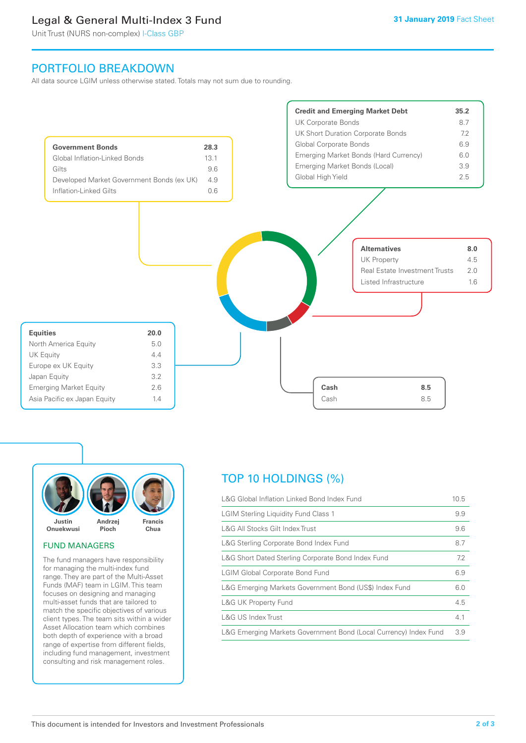## PORTFOLIO BREAKDOWN

All data source LGIM unless otherwise stated. Totals may not sum due to rounding.

| Government Bonds | 28.3 |
|---|---|
| Global Inflation-Linked Bonds | 13.1 |
| Gilts | 9.6 |
| Developed Market Government Bonds (ex UK) | 4.9 |
| Inflation-Linked Gilts | 0.6 |

| Credit and Emerging Market Debt | 35.2 |
|---|---|
| UK Corporate Bonds | 8.7 |
| UK Short Duration Corporate Bonds | 7.2 |
| Global Corporate Bonds | 6.9 |
| Emerging Market Bonds (Hard Currency) | 6.0 |
| Emerging Market Bonds (Local) | 3.9 |
| Global High Yield | 2.5 |

| Alternatives | 8.0 |
|---|---|
| UK Property | 4.5 |
| Real Estate Investment Trusts | 2.0 |
| Listed Infrastructure | 1.6 |

| Equities | 20.0 |
|---|---|
| North America Equity | 5.0 |
| UK Equity | 4.4 |
| Europe ex UK Equity | 3.3 |
| Japan Equity | 3.2 |
| Emerging Market Equity | 2.6 |
| Asia Pacific ex Japan Equity | 1.4 |

| Cash | 8.5 |
|---|---|
| Cash | 8.5 |

Justin Onuekwusi | Andrzej Pioch | Francis Chua

### FUND MANAGERS

The fund managers have responsibility for managing the multi-index fund range. They are part of the Multi-Asset Funds (MAF) team in LGIM. This team focuses on designing and managing multi-asset funds that are tailored to match the specific objectives of various client types. The team sits within a wider Asset Allocation team which combines both depth of experience with a broad range of expertise from different fields, including fund management, investment consulting and risk management roles.

## TOP 10 HOLDINGS (%)

| Holding | % |
|---|---|
| L&G Global Inflation Linked Bond Index Fund | 10.5 |
| LGIM Sterling Liquidity Fund Class 1 | 9.9 |
| L&G All Stocks Gilt Index Trust | 9.6 |
| L&G Sterling Corporate Bond Index Fund | 8.7 |
| L&G Short Dated Sterling Corporate Bond Index Fund | 7.2 |
| LGIM Global Corporate Bond Fund | 6.9 |
| L&G Emerging Markets Government Bond (US$) Index Fund | 6.0 |
| L&G UK Property Fund | 4.5 |
| L&G US Index Trust | 4.1 |
| L&G Emerging Markets Government Bond (Local Currency) Index Fund | 3.9 |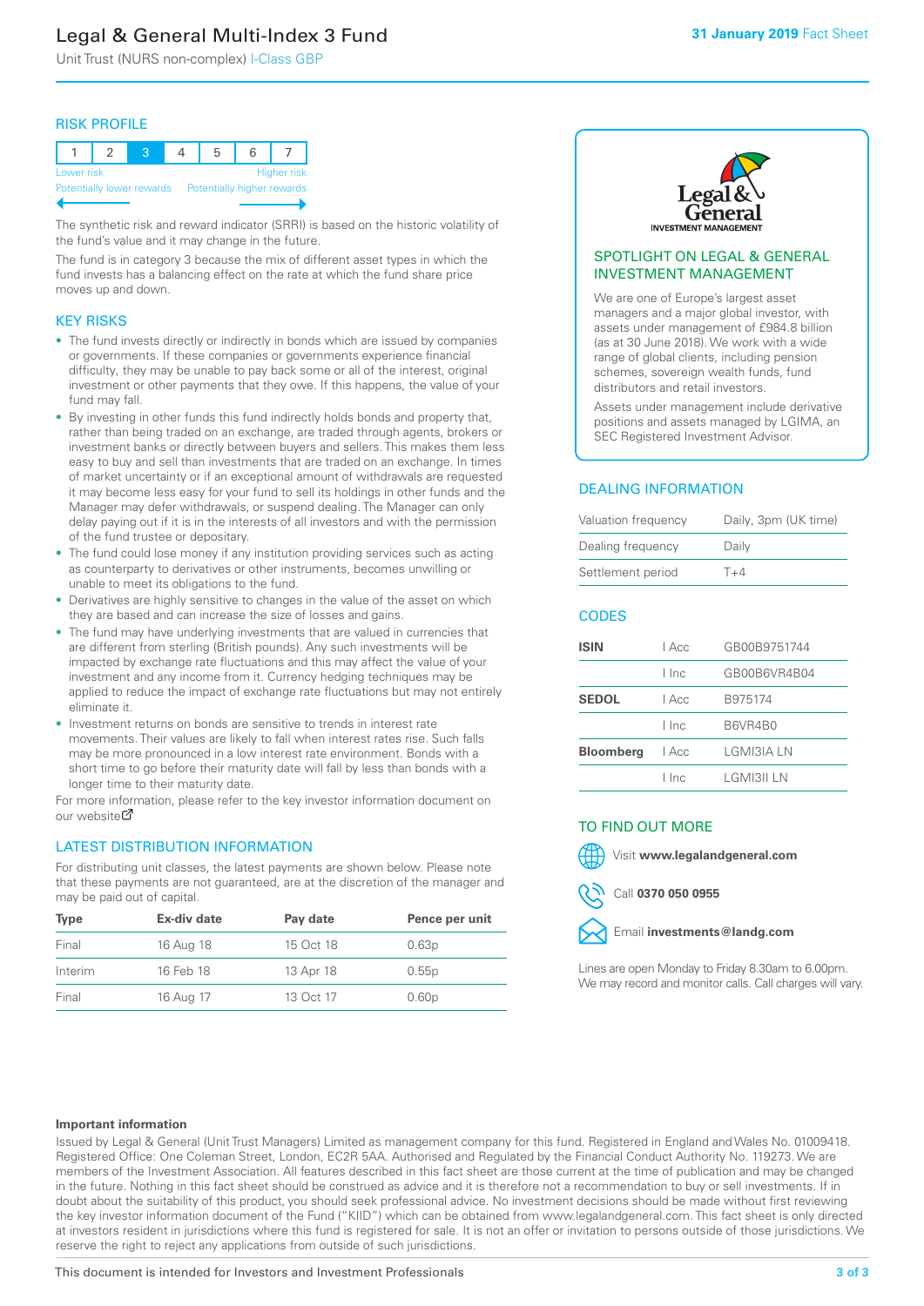# Legal & General Multi-Index 3 Fund

Unit Trust (NURS non-complex) I-Class GBP

31 January 2019 Fact Sheet

## RISK PROFILE

| 1 | 2 | 3 | 4 | 5 | 6 | 7 |
|---|---|---|---|---|---|---|

Lower risk — Higher risk

Potentially lower rewards — Potentially higher rewards

The synthetic risk and reward indicator (SRRI) is based on the historic volatility of the fund's value and it may change in the future.

The fund is in category 3 because the mix of different asset types in which the fund invests has a balancing effect on the rate at which the fund share price moves up and down.

## KEY RISKS

- The fund invests directly or indirectly in bonds which are issued by companies or governments. If these companies or governments experience financial difficulty, they may be unable to pay back some or all of the interest, original investment or other payments that they owe. If this happens, the value of your fund may fall.
- By investing in other funds this fund indirectly holds bonds and property that, rather than being traded on an exchange, are traded through agents, brokers or investment banks or directly between buyers and sellers. This makes them less easy to buy and sell than investments that are traded on an exchange. In times of market uncertainty or if an exceptional amount of withdrawals are requested it may become less easy for your fund to sell its holdings in other funds and the Manager may defer withdrawals, or suspend dealing. The Manager can only delay paying out if it is in the interests of all investors and with the permission of the fund trustee or depositary.
- The fund could lose money if any institution providing services such as acting as counterparty to derivatives or other instruments, becomes unwilling or unable to meet its obligations to the fund.
- Derivatives are highly sensitive to changes in the value of the asset on which they are based and can increase the size of losses and gains.
- The fund may have underlying investments that are valued in currencies that are different from sterling (British pounds). Any such investments will be impacted by exchange rate fluctuations and this may affect the value of your investment and any income from it. Currency hedging techniques may be applied to reduce the impact of exchange rate fluctuations but may not entirely eliminate it.
- Investment returns on bonds are sensitive to trends in interest rate movements. Their values are likely to fall when interest rates rise. Such falls may be more pronounced in a low interest rate environment. Bonds with a short time to go before their maturity date will fall by less than bonds with a longer time to their maturity date.

For more information, please refer to the key investor information document on our website

## LATEST DISTRIBUTION INFORMATION

For distributing unit classes, the latest payments are shown below. Please note that these payments are not guaranteed, are at the discretion of the manager and may be paid out of capital.

| Type | Ex-div date | Pay date | Pence per unit |
|---|---|---|---|
| Final | 16 Aug 18 | 15 Oct 18 | 0.63p |
| Interim | 16 Feb 18 | 13 Apr 18 | 0.55p |
| Final | 16 Aug 17 | 13 Oct 17 | 0.60p |

## SPOTLIGHT ON LEGAL & GENERAL INVESTMENT MANAGEMENT

We are one of Europe's largest asset managers and a major global investor, with assets under management of £984.8 billion (as at 30 June 2018). We work with a wide range of global clients, including pension schemes, sovereign wealth funds, fund distributors and retail investors.

Assets under management include derivative positions and assets managed by LGIMA, an SEC Registered Investment Advisor.

## DEALING INFORMATION

| | |
|---|---|
| Valuation frequency | Daily, 3pm (UK time) |
| Dealing frequency | Daily |
| Settlement period | T+4 |

## CODES

| | | |
|---|---|---|
| **ISIN** | I Acc | GB00B9751744 |
| | I Inc | GB00B6VR4B04 |
| **SEDOL** | I Acc | B975174 |
| | I Inc | B6VR4B0 |
| **Bloomberg** | I Acc | LGMI3IA LN |
| | I Inc | LGMI3II LN |

## TO FIND OUT MORE

Visit **www.legalandgeneral.com**

Call **0370 050 0955**

Email **investments@landg.com**

Lines are open Monday to Friday 8.30am to 6.00pm. We may record and monitor calls. Call charges will vary.

**Important information**

Issued by Legal & General (Unit Trust Managers) Limited as management company for this fund. Registered in England and Wales No. 01009418. Registered Office: One Coleman Street, London, EC2R 5AA. Authorised and Regulated by the Financial Conduct Authority No. 119273. We are members of the Investment Association. All features described in this fact sheet are those current at the time of publication and may be changed in the future. Nothing in this fact sheet should be construed as advice and it is therefore not a recommendation to buy or sell investments. If in doubt about the suitability of this product, you should seek professional advice. No investment decisions should be made without first reviewing the key investor information document of the Fund ("KIID") which can be obtained from www.legalandgeneral.com. This fact sheet is only directed at investors resident in jurisdictions where this fund is registered for sale. It is not an offer or invitation to persons outside of those jurisdictions. We reserve the right to reject any applications from outside of such jurisdictions.

This document is intended for Investors and Investment Professionals